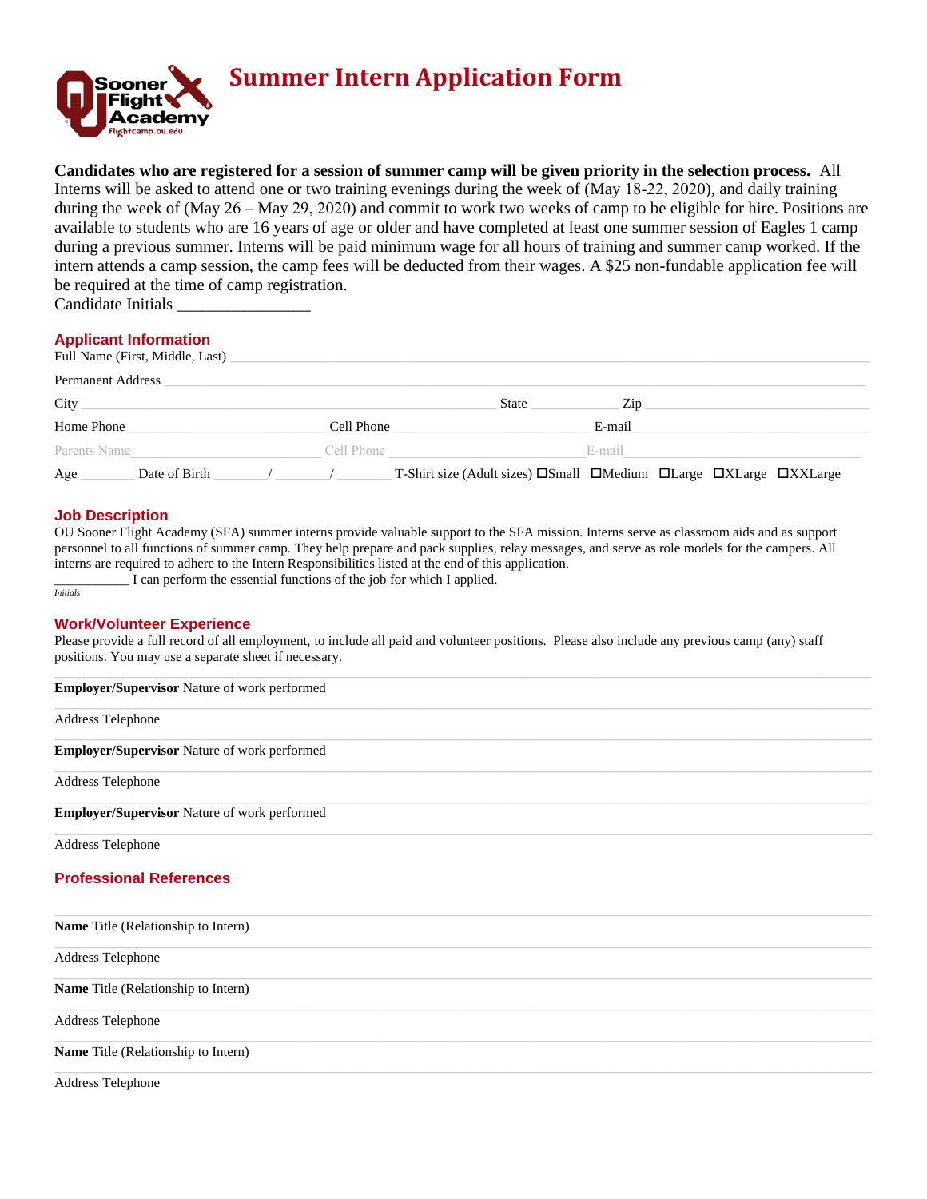# Summary Intern Application Form

**Candidates who are registered for a session of summer camp will be given priority in the selection process.** All Interns will be asked to attend one or two training evenings during the week of (May 18-22, 2020), and daily training during the week of (May 26 – May 29, 2020) and commit to work two weeks of camp to be eligible for hire. Positions are available to students who are 16 years of age or older and have completed at least one summer session of Eagles 1 camp during a previous summer. Interns will be paid minimum wage for all hours of training and summer camp worked. If the intern attends a camp session, the camp fees will be deducted from their wages. A $25 non-fundable application fee will be required at the time of camp registration.

Candidate Initials ________________

## Applicant Information

Full Name (First, Middle, Last) ____________________

Permanent Address ____________________

City ____________________ State __________ Zip __________

Home Phone __________ Cell Phone __________ E-mail __________

Parents Name __________ Cell Phone __________ E-mail __________

Age ______ Date of Birth ______/______/______ T-Shirt size (Adult sizes) ☐Small ☐Medium ☐Large ☐XLarge ☐XXLarge

## Job Description

OU Sooner Flight Academy (SFA) summer interns provide valuable support to the SFA mission. Interns serve as classroom aids and as support personnel to all functions of summer camp. They help prepare and pack supplies, relay messages, and serve as role models for the campers. All interns are required to adhere to the Intern Responsibilities listed at the end of this application.

___________ I can perform the essential functions of the job for which I applied.

*Initials*

## Work/Volunteer Experience

Please provide a full record of all employment, to include all paid and volunteer positions. Please also include any previous camp (any) staff positions. You may use a separate sheet if necessary.

**Employer/Supervisor** Nature of work performed

Address Telephone

**Employer/Supervisor** Nature of work performed

Address Telephone

**Employer/Supervisor** Nature of work performed

Address Telephone

## Professional References

**Name** Title (Relationship to Intern)

Address Telephone

**Name** Title (Relationship to Intern)

Address Telephone

**Name** Title (Relationship to Intern)

Address Telephone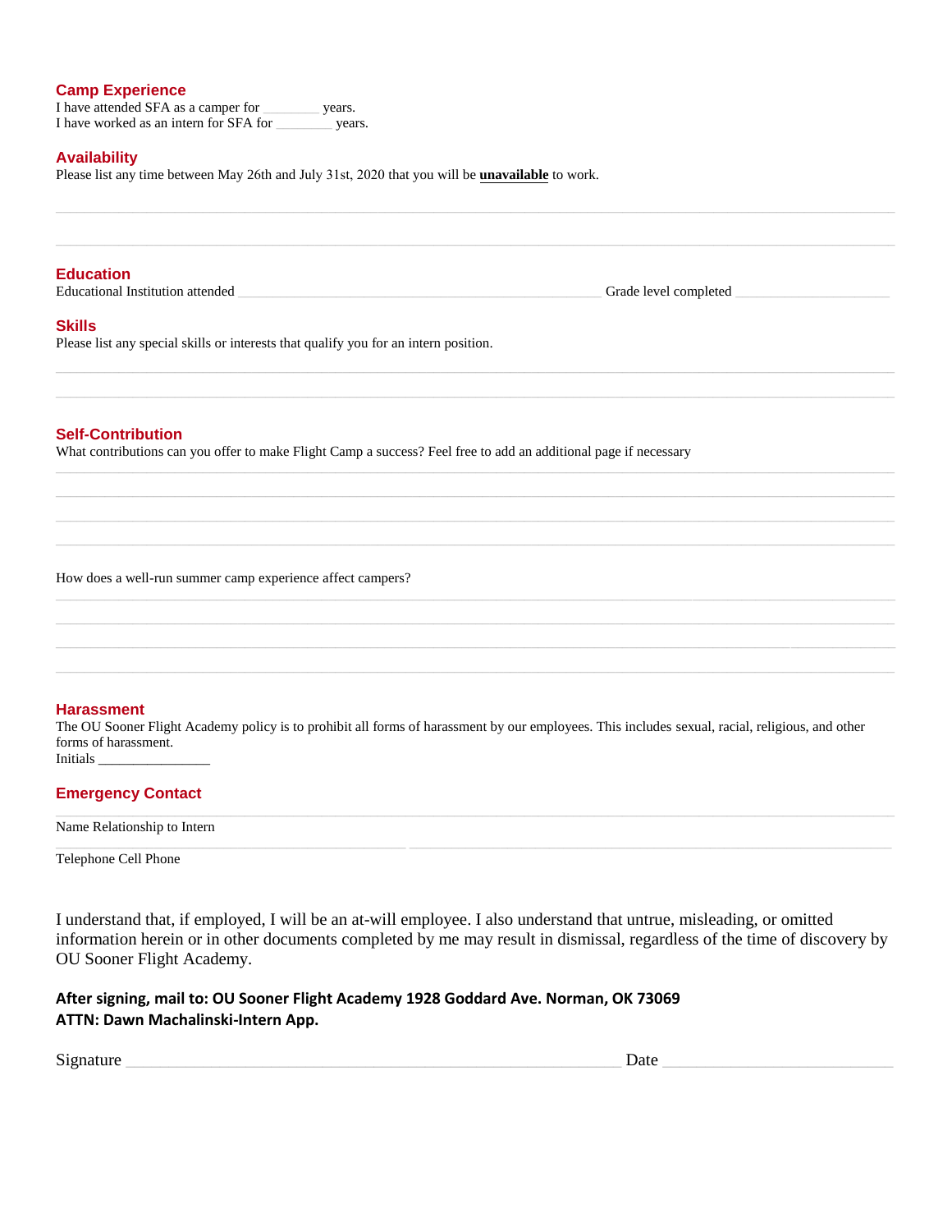## Camp Experience

I have attended SFA as a camper for ________ years.
I have worked as an intern for SFA for ________ years.

## Availability

Please list any time between May 26th and July 31st, 2020 that you will be **unavailable** to work.

## Education

Educational Institution attended ______________________________ Grade level completed ______________

## Skills

Please list any special skills or interests that qualify you for an intern position.

## Self-Contribution

What contributions can you offer to make Flight Camp a success? Feel free to add an additional page if necessary

How does a well-run summer camp experience affect campers?

## Harassment

The OU Sooner Flight Academy policy is to prohibit all forms of harassment by our employees. This includes sexual, racial, religious, and other forms of harassment.

Initials _______________

## Emergency Contact

Name Relationship to Intern

Telephone Cell Phone

I understand that, if employed, I will be an at-will employee. I also understand that untrue, misleading, or omitted information herein or in other documents completed by me may result in dismissal, regardless of the time of discovery by OU Sooner Flight Academy.

**After signing, mail to: OU Sooner Flight Academy 1928 Goddard Ave. Norman, OK 73069**
**ATTN: Dawn Machalinski-Intern App.**

Signature ______________________________ Date ______________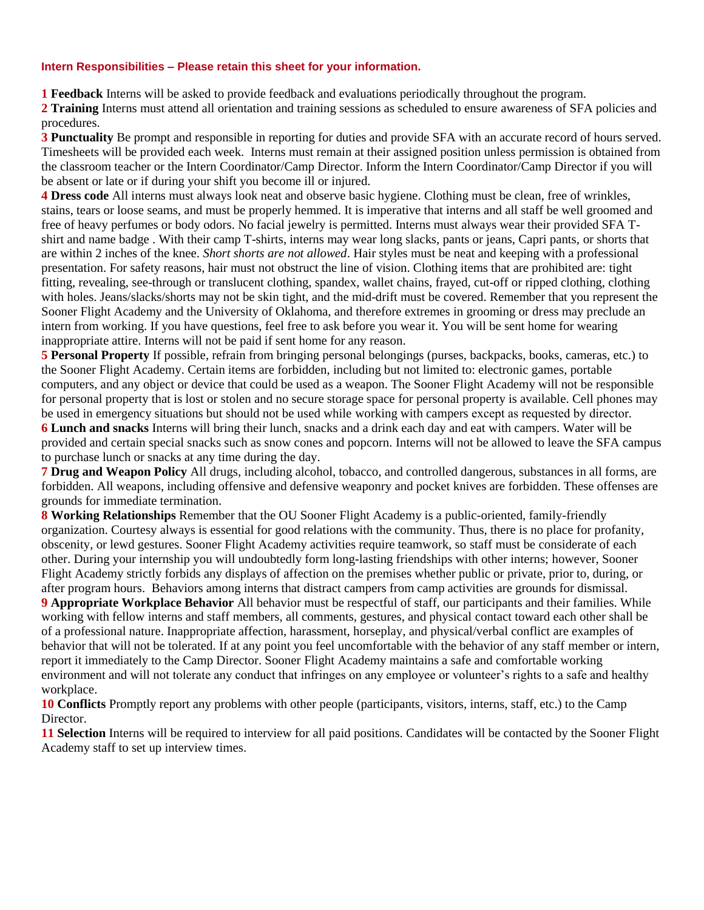**Intern Responsibilities – Please retain this sheet for your information.**

**1 Feedback** Interns will be asked to provide feedback and evaluations periodically throughout the program.

**2 Training** Interns must attend all orientation and training sessions as scheduled to ensure awareness of SFA policies and procedures.

**3 Punctuality** Be prompt and responsible in reporting for duties and provide SFA with an accurate record of hours served. Timesheets will be provided each week. Interns must remain at their assigned position unless permission is obtained from the classroom teacher or the Intern Coordinator/Camp Director. Inform the Intern Coordinator/Camp Director if you will be absent or late or if during your shift you become ill or injured.

**4 Dress code** All interns must always look neat and observe basic hygiene. Clothing must be clean, free of wrinkles, stains, tears or loose seams, and must be properly hemmed. It is imperative that interns and all staff be well groomed and free of heavy perfumes or body odors. No facial jewelry is permitted. Interns must always wear their provided SFA T-shirt and name badge . With their camp T-shirts, interns may wear long slacks, pants or jeans, Capri pants, or shorts that are within 2 inches of the knee. *Short shorts are not allowed*. Hair styles must be neat and keeping with a professional presentation. For safety reasons, hair must not obstruct the line of vision. Clothing items that are prohibited are: tight fitting, revealing, see-through or translucent clothing, spandex, wallet chains, frayed, cut-off or ripped clothing, clothing with holes. Jeans/slacks/shorts may not be skin tight, and the mid-drift must be covered. Remember that you represent the Sooner Flight Academy and the University of Oklahoma, and therefore extremes in grooming or dress may preclude an intern from working. If you have questions, feel free to ask before you wear it. You will be sent home for wearing inappropriate attire. Interns will not be paid if sent home for any reason.

**5 Personal Property** If possible, refrain from bringing personal belongings (purses, backpacks, books, cameras, etc.) to the Sooner Flight Academy. Certain items are forbidden, including but not limited to: electronic games, portable computers, and any object or device that could be used as a weapon. The Sooner Flight Academy will not be responsible for personal property that is lost or stolen and no secure storage space for personal property is available. Cell phones may be used in emergency situations but should not be used while working with campers except as requested by director.

**6 Lunch and snacks** Interns will bring their lunch, snacks and a drink each day and eat with campers. Water will be provided and certain special snacks such as snow cones and popcorn. Interns will not be allowed to leave the SFA campus to purchase lunch or snacks at any time during the day.

**7 Drug and Weapon Policy** All drugs, including alcohol, tobacco, and controlled dangerous, substances in all forms, are forbidden. All weapons, including offensive and defensive weaponry and pocket knives are forbidden. These offenses are grounds for immediate termination.

**8 Working Relationships** Remember that the OU Sooner Flight Academy is a public-oriented, family-friendly organization. Courtesy always is essential for good relations with the community. Thus, there is no place for profanity, obscenity, or lewd gestures. Sooner Flight Academy activities require teamwork, so staff must be considerate of each other. During your internship you will undoubtedly form long-lasting friendships with other interns; however, Sooner Flight Academy strictly forbids any displays of affection on the premises whether public or private, prior to, during, or after program hours. Behaviors among interns that distract campers from camp activities are grounds for dismissal.

**9 Appropriate Workplace Behavior** All behavior must be respectful of staff, our participants and their families. While working with fellow interns and staff members, all comments, gestures, and physical contact toward each other shall be of a professional nature. Inappropriate affection, harassment, horseplay, and physical/verbal conflict are examples of behavior that will not be tolerated. If at any point you feel uncomfortable with the behavior of any staff member or intern, report it immediately to the Camp Director. Sooner Flight Academy maintains a safe and comfortable working environment and will not tolerate any conduct that infringes on any employee or volunteer's rights to a safe and healthy workplace.

**10 Conflicts** Promptly report any problems with other people (participants, visitors, interns, staff, etc.) to the Camp Director.

**11 Selection** Interns will be required to interview for all paid positions. Candidates will be contacted by the Sooner Flight Academy staff to set up interview times.